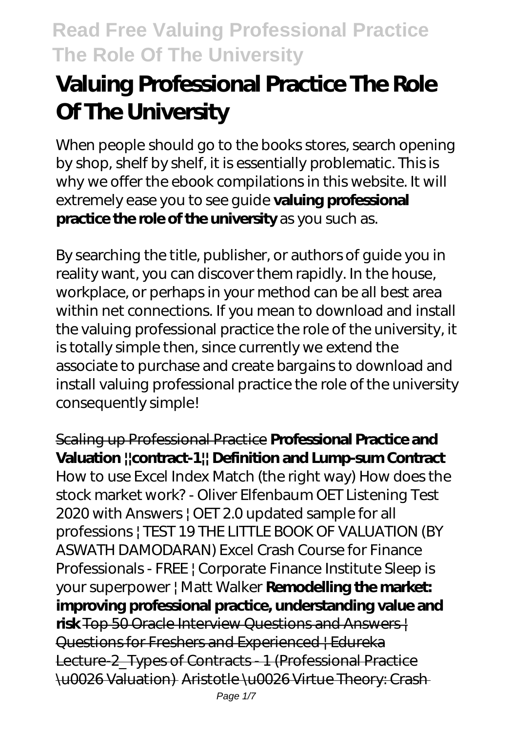# Valuing Professional Practice The Role Of The University

When people should go to the books stores, search opening by shop, shelf by shelf, it is essentially problematic. This is why we offer the ebook compilations in this website. It will extremely ease you to see guide **valuing professional practice the role of the university** as you such as.

By searching the title, publisher, or authors of guide you in reality want, you can discover them rapidly. In the house, workplace, or perhaps in your method can be all best area within net connections. If you mean to download and install the valuing professional practice the role of the university, it is totally simple then, since currently we extend the associate to purchase and create bargains to download and install valuing professional practice the role of the university consequently simple!

Scaling up Professional Practice **Professional Practice and Valuation ||contract-1|| Definition and Lump-sum Contract** How to use Excel Index Match (the right way) How does the stock market work? - Oliver Elfenbaum OET Listening Test 2020 with Answers | OET 2.0 updated sample for all professions | TEST 19 THE LITTLE BOOK OF VALUATION (BY ASWATH DAMODARAN) Excel Crash Course for Finance Professionals - FREE | Corporate Finance Institute Sleep is your superpower | Matt Walker **Remodelling the market: improving professional practice, understanding value and risk** Top 50 Oracle Interview Questions and Answers | Questions for Freshers and Experienced | Edureka Lecture-2_Types of Contracts - 1 (Professional Practice \u0026 Valuation) Aristotle \u0026 Virtue Theory: Crash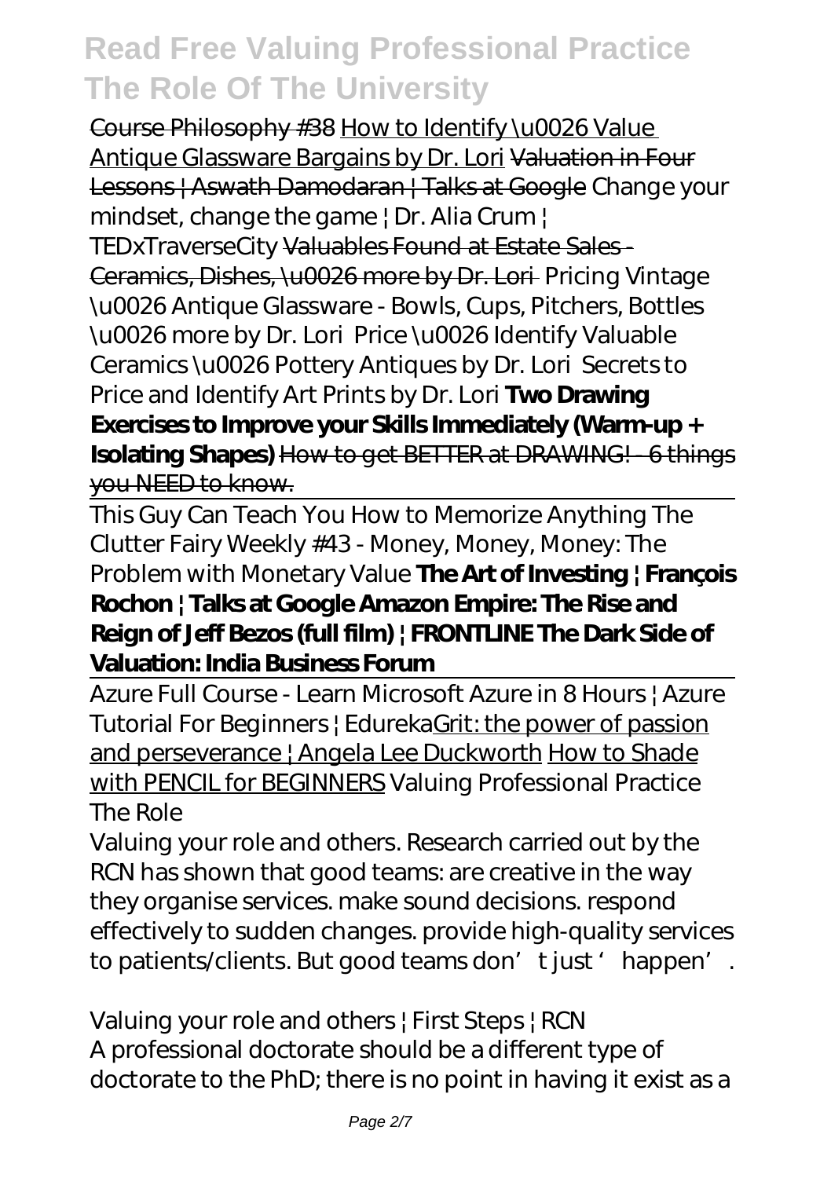Course Philosophy #38 How to Identify \u0026 Value Antique Glassware Bargains by Dr. Lori ~~Valuation in Four Lessons | Aswath Damodaran | Talks at Google~~ *Change your mindset, change the game | Dr. Alia Crum | TEDxTraverseCity* ~~Valuables Found at Estate Sales - Ceramics, Dishes, \u0026 more by Dr. Lori~~ *Pricing Vintage \u0026 Antique Glassware - Bowls, Cups, Pitchers, Bottles \u0026 more by Dr. Lori* *Price \u0026 Identify Valuable Ceramics \u0026 Pottery Antiques by Dr. Lori* *Secrets to Price and Identify Art Prints by Dr. Lori* **Two Drawing Exercises to Improve your Skills Immediately (Warm-up + Isolating Shapes)** ~~How to get BETTER at DRAWING! - 6 things you NEED to know.~~

This Guy Can Teach You How to Memorize Anything *The Clutter Fairy Weekly #43 - Money, Money, Money: The Problem with Monetary Value* **The Art of Investing | François Rochon | Talks at Google Amazon Empire: The Rise and Reign of Jeff Bezos (full film) | FRONTLINE The Dark Side of Valuation: India Business Forum**

Azure Full Course - Learn Microsoft Azure in 8 Hours | Azure Tutorial For Beginners | EdurekaGrit: the power of passion and perseverance | Angela Lee Duckworth How to Shade with PENCIL for BEGINNERS *Valuing Professional Practice The Role*

Valuing your role and others. Research carried out by the RCN has shown that good teams: are creative in the way they organise services. make sound decisions. respond effectively to sudden changes. provide high-quality services to patients/clients. But good teams don't just 'happen'.

*Valuing your role and others | First Steps | RCN*
A professional doctorate should be a different type of doctorate to the PhD; there is no point in having it exist as a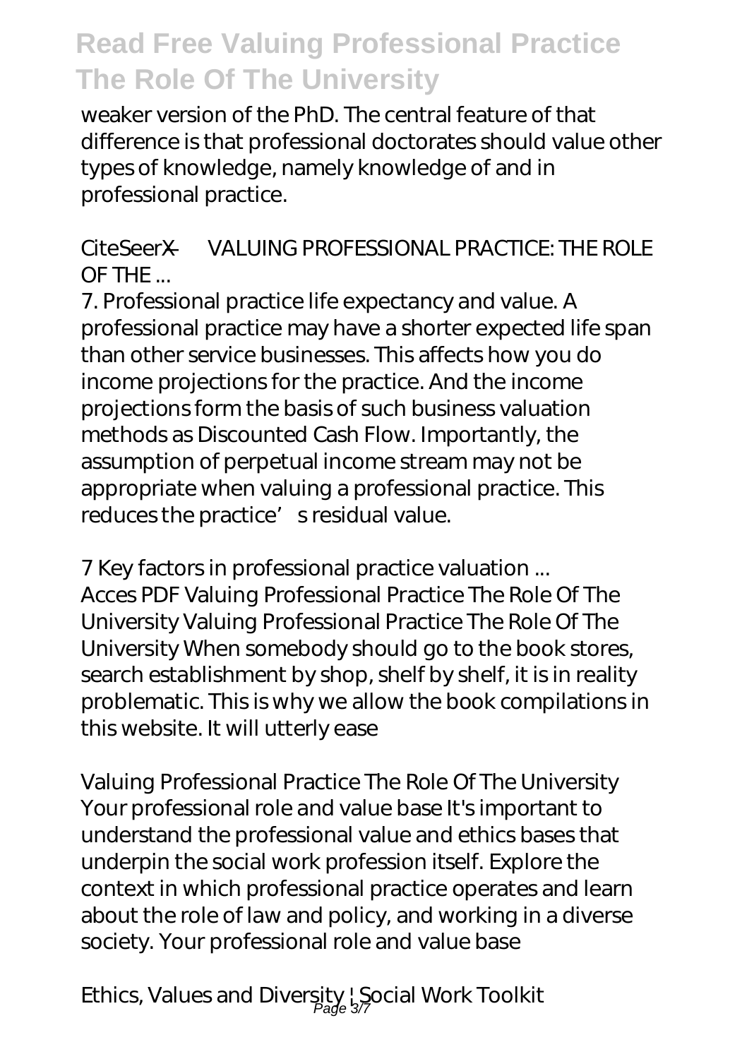weaker version of the PhD. The central feature of that difference is that professional doctorates should value other types of knowledge, namely knowledge of and in professional practice.

*CiteSeerX — VALUING PROFESSIONAL PRACTICE: THE ROLE OF THE ...*

7. Professional practice life expectancy and value. A professional practice may have a shorter expected life span than other service businesses. This affects how you do income projections for the practice. And the income projections form the basis of such business valuation methods as Discounted Cash Flow. Importantly, the assumption of perpetual income stream may not be appropriate when valuing a professional practice. This reduces the practice's residual value.

*7 Key factors in professional practice valuation ...*

Acces PDF Valuing Professional Practice The Role Of The University Valuing Professional Practice The Role Of The University When somebody should go to the book stores, search establishment by shop, shelf by shelf, it is in reality problematic. This is why we allow the book compilations in this website. It will utterly ease

*Valuing Professional Practice The Role Of The University*

Your professional role and value base It's important to understand the professional value and ethics bases that underpin the social work profession itself. Explore the context in which professional practice operates and learn about the role of law and policy, and working in a diverse society. Your professional role and value base

*Ethics, Values and Diversity | Social Work Toolkit*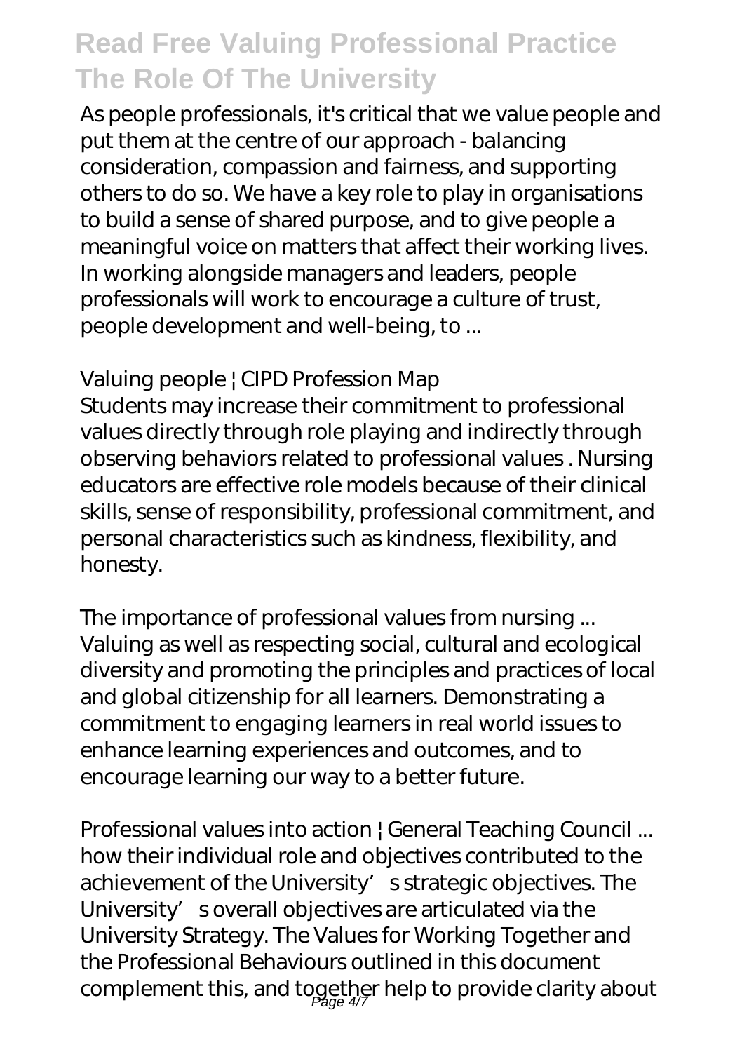As people professionals, it's critical that we value people and put them at the centre of our approach - balancing consideration, compassion and fairness, and supporting others to do so. We have a key role to play in organisations to build a sense of shared purpose, and to give people a meaningful voice on matters that affect their working lives. In working alongside managers and leaders, people professionals will work to encourage a culture of trust, people development and well-being, to ...

*Valuing people | CIPD Profession Map*

Students may increase their commitment to professional values directly through role playing and indirectly through observing behaviors related to professional values . Nursing educators are effective role models because of their clinical skills, sense of responsibility, professional commitment, and personal characteristics such as kindness, flexibility, and honesty.

*The importance of professional values from nursing ...*

Valuing as well as respecting social, cultural and ecological diversity and promoting the principles and practices of local and global citizenship for all learners. Demonstrating a commitment to engaging learners in real world issues to enhance learning experiences and outcomes, and to encourage learning our way to a better future.

*Professional values into action | General Teaching Council ...*

how their individual role and objectives contributed to the achievement of the University's strategic objectives. The University's overall objectives are articulated via the University Strategy. The Values for Working Together and the Professional Behaviours outlined in this document complement this, and together help to provide clarity about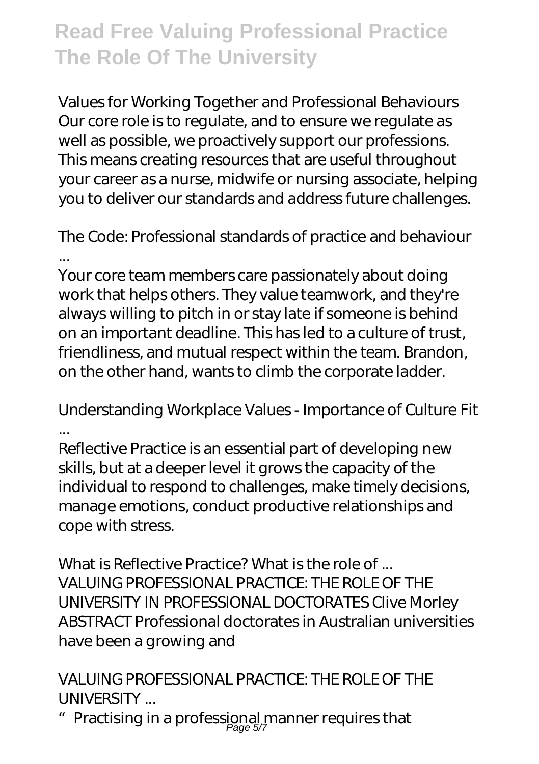*Values for Working Together and Professional Behaviours*

Our core role is to regulate, and to ensure we regulate as well as possible, we proactively support our professions. This means creating resources that are useful throughout your career as a nurse, midwife or nursing associate, helping you to deliver our standards and address future challenges.

*The Code: Professional standards of practice and behaviour ...*

Your core team members care passionately about doing work that helps others. They value teamwork, and they're always willing to pitch in or stay late if someone is behind on an important deadline. This has led to a culture of trust, friendliness, and mutual respect within the team. Brandon, on the other hand, wants to climb the corporate ladder.

*Understanding Workplace Values - Importance of Culture Fit ...*

Reflective Practice is an essential part of developing new skills, but at a deeper level it grows the capacity of the individual to respond to challenges, make timely decisions, manage emotions, conduct productive relationships and cope with stress.

*What is Reflective Practice? What is the role of ...*

VALUING PROFESSIONAL PRACTICE: THE ROLE OF THE UNIVERSITY IN PROFESSIONAL DOCTORATES Clive Morley ABSTRACT Professional doctorates in Australian universities have been a growing and

*VALUING PROFESSIONAL PRACTICE: THE ROLE OF THE UNIVERSITY ...*

"Practising in a professional manner requires that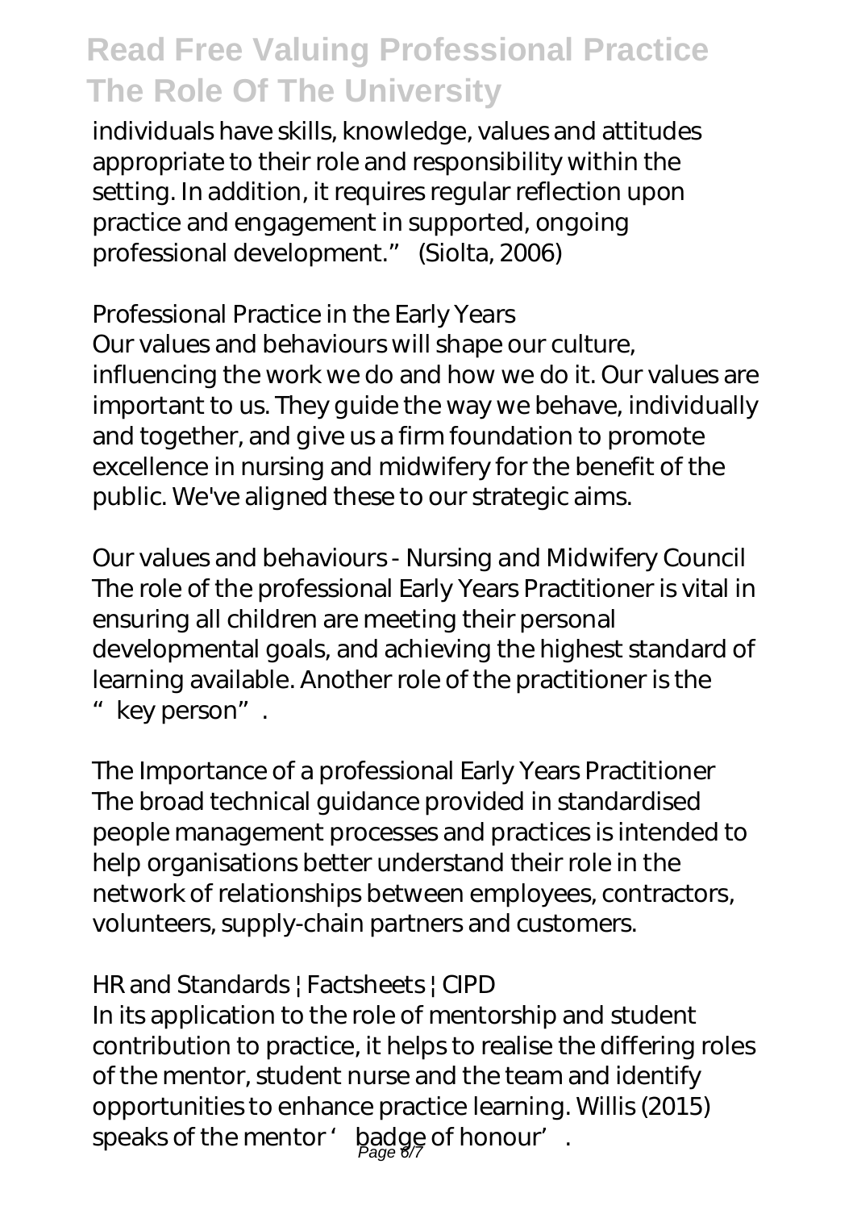individuals have skills, knowledge, values and attitudes appropriate to their role and responsibility within the setting. In addition, it requires regular reflection upon practice and engagement in supported, ongoing professional development." (Siolta, 2006)

*Professional Practice in the Early Years*

Our values and behaviours will shape our culture, influencing the work we do and how we do it. Our values are important to us. They guide the way we behave, individually and together, and give us a firm foundation to promote excellence in nursing and midwifery for the benefit of the public. We've aligned these to our strategic aims.

*Our values and behaviours - Nursing and Midwifery Council*

The role of the professional Early Years Practitioner is vital in ensuring all children are meeting their personal developmental goals, and achieving the highest standard of learning available. Another role of the practitioner is the "key person".

*The Importance of a professional Early Years Practitioner*

The broad technical guidance provided in standardised people management processes and practices is intended to help organisations better understand their role in the network of relationships between employees, contractors, volunteers, supply-chain partners and customers.

*HR and Standards | Factsheets | CIPD*

In its application to the role of mentorship and student contribution to practice, it helps to realise the differing roles of the mentor, student nurse and the team and identify opportunities to enhance practice learning. Willis (2015) speaks of the mentor 'badge of honour'.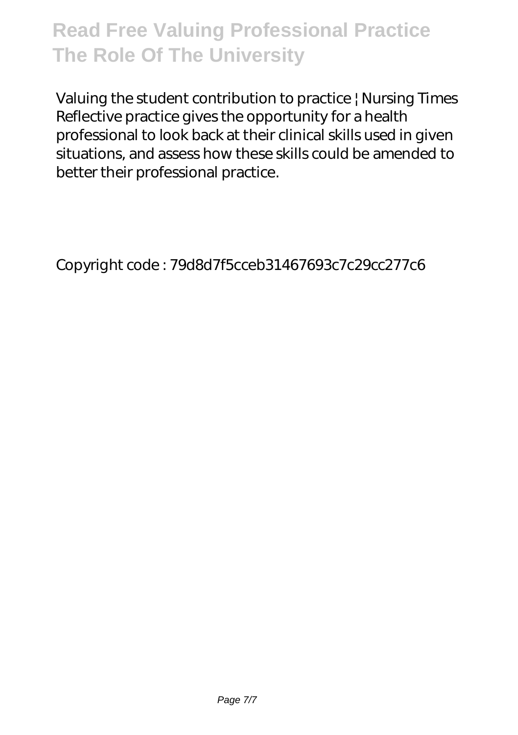Valuing the student contribution to practice ¦ Nursing Times
Reflective practice gives the opportunity for a health professional to look back at their clinical skills used in given situations, and assess how these skills could be amended to better their professional practice.

Copyright code : 79d8d7f5cceb31467693c7c29cc277c6